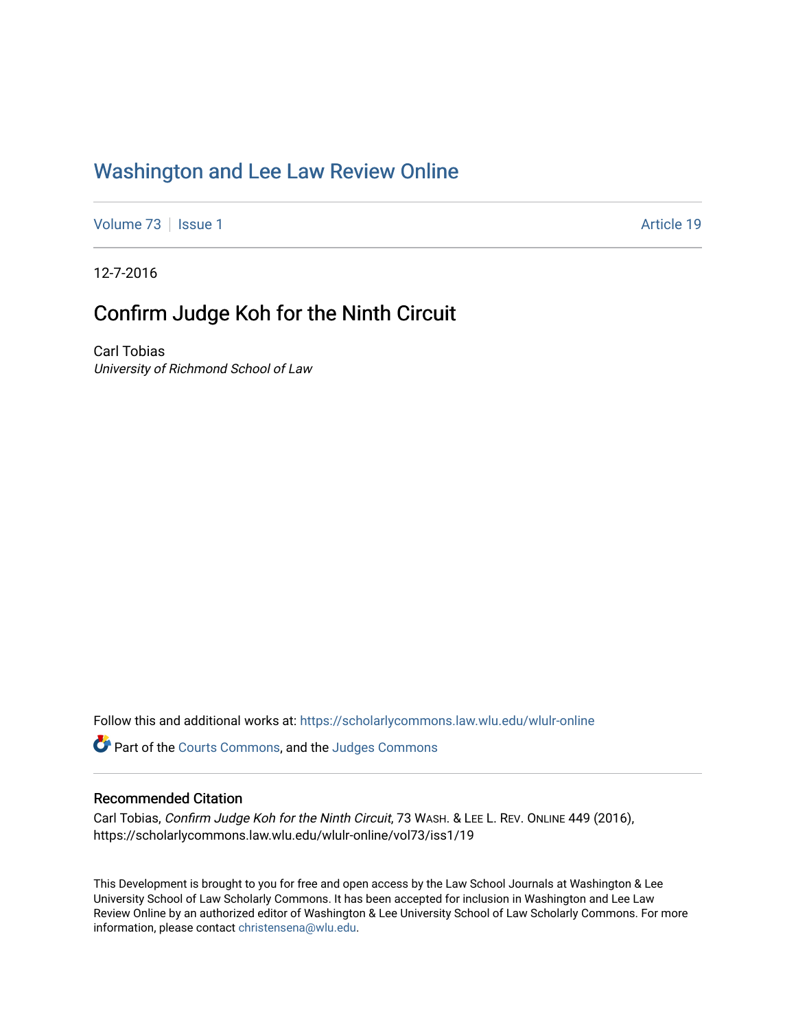# Washington and Lee Law Review Online

Volume 73 | Issue 1 | Article 19

12-7-2016

## Confirm Judge Koh for the Ninth Circuit

Carl Tobias
*University of Richmond School of Law*

Follow this and additional works at: https://scholarlycommons.law.wlu.edu/wlulr-online

Part of the Courts Commons, and the Judges Commons

### Recommended Citation

Carl Tobias, *Confirm Judge Koh for the Ninth Circuit*, 73 WASH. & LEE L. REV. ONLINE 449 (2016), https://scholarlycommons.law.wlu.edu/wlulr-online/vol73/iss1/19

This Development is brought to you for free and open access by the Law School Journals at Washington & Lee University School of Law Scholarly Commons. It has been accepted for inclusion in Washington and Lee Law Review Online by an authorized editor of Washington & Lee University School of Law Scholarly Commons. For more information, please contact christensena@wlu.edu.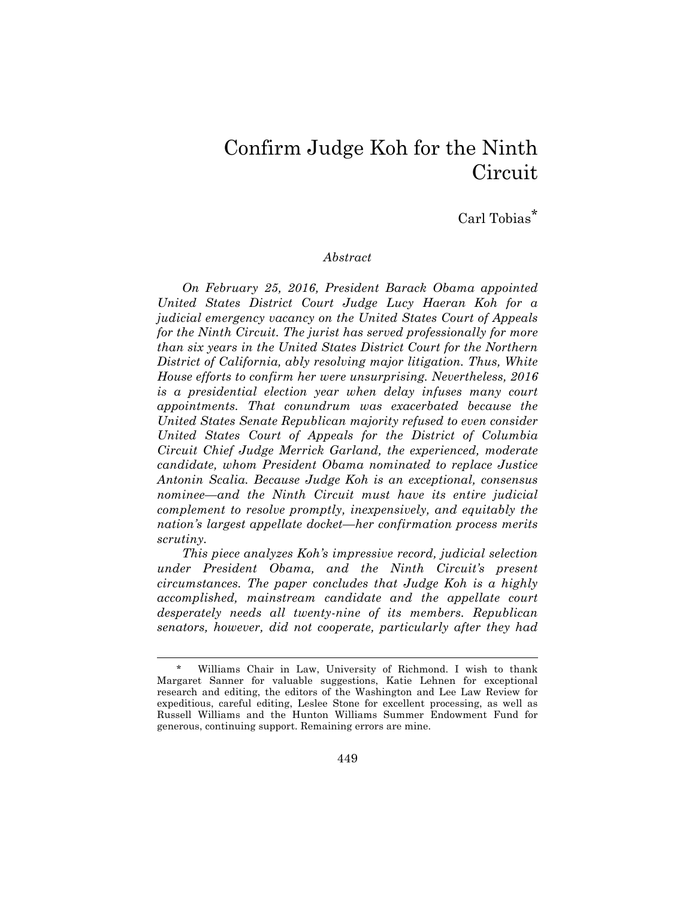# Confirm Judge Koh for the Ninth Circuit

Carl Tobias*

*Abstract*

*On February 25, 2016, President Barack Obama appointed United States District Court Judge Lucy Haeran Koh for a judicial emergency vacancy on the United States Court of Appeals for the Ninth Circuit. The jurist has served professionally for more than six years in the United States District Court for the Northern District of California, ably resolving major litigation. Thus, White House efforts to confirm her were unsurprising. Nevertheless, 2016 is a presidential election year when delay infuses many court appointments. That conundrum was exacerbated because the United States Senate Republican majority refused to even consider United States Court of Appeals for the District of Columbia Circuit Chief Judge Merrick Garland, the experienced, moderate candidate, whom President Obama nominated to replace Justice Antonin Scalia. Because Judge Koh is an exceptional, consensus nominee—and the Ninth Circuit must have its entire judicial complement to resolve promptly, inexpensively, and equitably the nation's largest appellate docket—her confirmation process merits scrutiny.*

*This piece analyzes Koh's impressive record, judicial selection under President Obama, and the Ninth Circuit's present circumstances. The paper concludes that Judge Koh is a highly accomplished, mainstream candidate and the appellate court desperately needs all twenty-nine of its members. Republican senators, however, did not cooperate, particularly after they had*

---

\* Williams Chair in Law, University of Richmond. I wish to thank Margaret Sanner for valuable suggestions, Katie Lehnen for exceptional research and editing, the editors of the Washington and Lee Law Review for expeditious, careful editing, Leslee Stone for excellent processing, as well as Russell Williams and the Hunton Williams Summer Endowment Fund for generous, continuing support. Remaining errors are mine.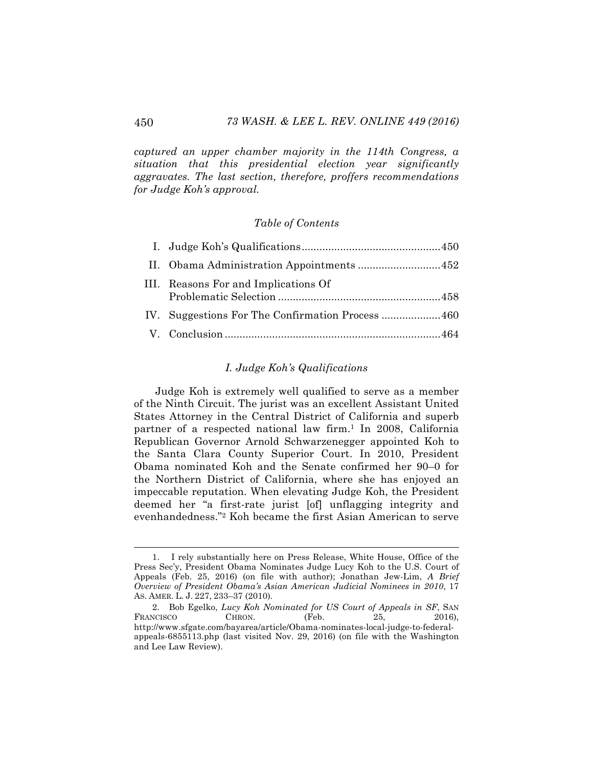*captured an upper chamber majority in the 114th Congress, a situation that this presidential election year significantly aggravates. The last section, therefore, proffers recommendations for Judge Koh's approval.*

*Table of Contents*

I. Judge Koh's Qualifications ............................................. 450
II. Obama Administration Appointments ........................... 452
III. Reasons For and Implications Of Problematic Selection ..................................................... 458
IV. Suggestions For The Confirmation Process ................... 460
V. Conclusion ........................................................................ 464

## *I. Judge Koh's Qualifications*

Judge Koh is extremely well qualified to serve as a member of the Ninth Circuit. The jurist was an excellent Assistant United States Attorney in the Central District of California and superb partner of a respected national law firm.[1] In 2008, California Republican Governor Arnold Schwarzenegger appointed Koh to the Santa Clara County Superior Court. In 2010, President Obama nominated Koh and the Senate confirmed her 90–0 for the Northern District of California, where she has enjoyed an impeccable reputation. When elevating Judge Koh, the President deemed her "a first-rate jurist [of] unflagging integrity and evenhandedness."[2] Koh became the first Asian American to serve

---

1. I rely substantially here on Press Release, White House, Office of the Press Sec'y, President Obama Nominates Judge Lucy Koh to the U.S. Court of Appeals (Feb. 25, 2016) (on file with author); Jonathan Jew-Lim, *A Brief Overview of President Obama's Asian American Judicial Nominees in 2010*, 17 AS. AMER. L. J. 227, 233–37 (2010).

2. Bob Egelko, *Lucy Koh Nominated for US Court of Appeals in SF*, SAN FRANCISCO CHRON. (Feb. 25, 2016), http://www.sfgate.com/bayarea/article/Obama-nominates-local-judge-to-federal-appeals-6855113.php (last visited Nov. 29, 2016) (on file with the Washington and Lee Law Review).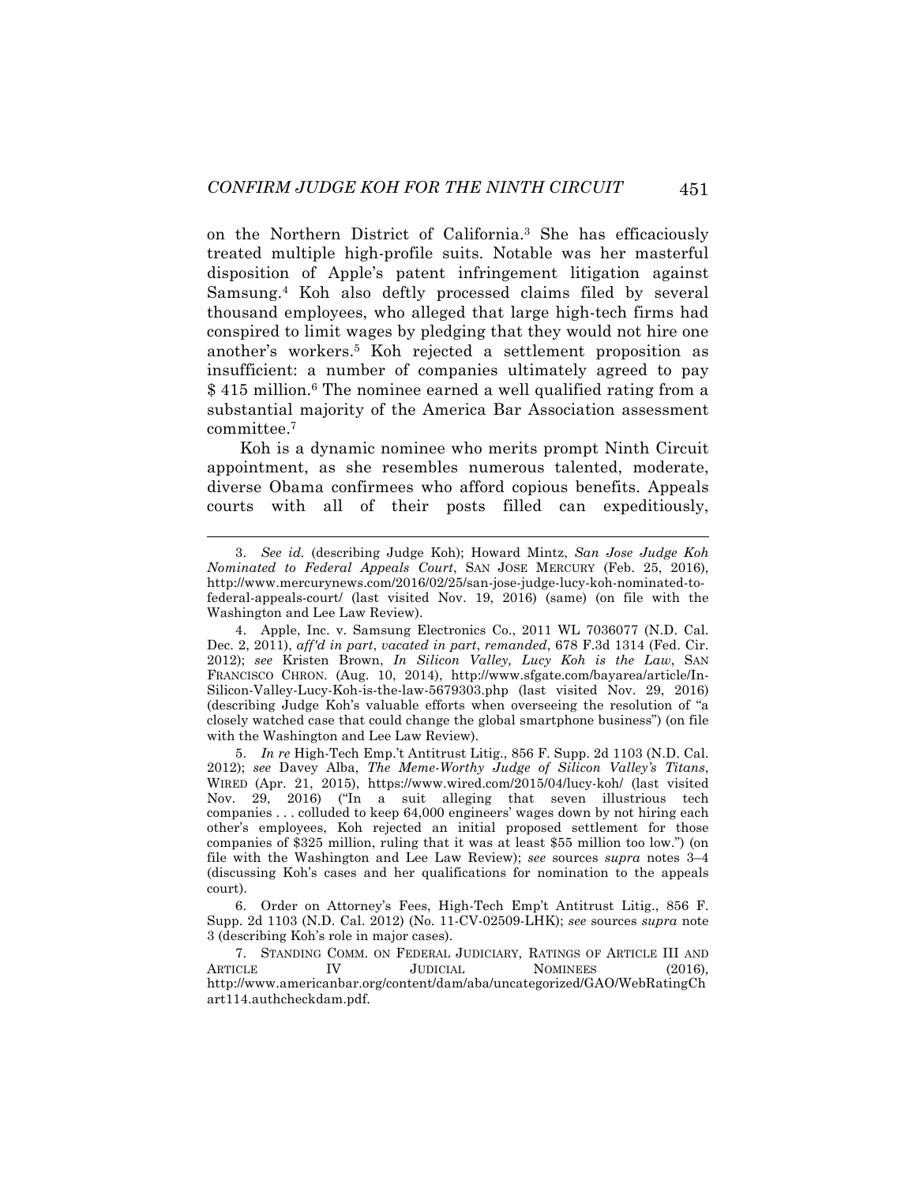on the Northern District of California.[3] She has efficaciously treated multiple high-profile suits. Notable was her masterful disposition of Apple's patent infringement litigation against Samsung.[4] Koh also deftly processed claims filed by several thousand employees, who alleged that large high-tech firms had conspired to limit wages by pledging that they would not hire one another's workers.[5] Koh rejected a settlement proposition as insufficient: a number of companies ultimately agreed to pay $ 415 million.[6] The nominee earned a well qualified rating from a substantial majority of the America Bar Association assessment committee.[7]

Koh is a dynamic nominee who merits prompt Ninth Circuit appointment, as she resembles numerous talented, moderate, diverse Obama confirmees who afford copious benefits. Appeals courts with all of their posts filled can expeditiously,

---

3. *See id.* (describing Judge Koh); Howard Mintz, *San Jose Judge Koh Nominated to Federal Appeals Court*, SAN JOSE MERCURY (Feb. 25, 2016), http://www.mercurynews.com/2016/02/25/san-jose-judge-lucy-koh-nominated-to-federal-appeals-court/ (last visited Nov. 19, 2016) (same) (on file with the Washington and Lee Law Review).

4. Apple, Inc. v. Samsung Electronics Co., 2011 WL 7036077 (N.D. Cal. Dec. 2, 2011), *aff'd in part*, *vacated in part*, *remanded*, 678 F.3d 1314 (Fed. Cir. 2012); *see* Kristen Brown, *In Silicon Valley, Lucy Koh is the Law*, SAN FRANCISCO CHRON. (Aug. 10, 2014), http://www.sfgate.com/bayarea/article/In-Silicon-Valley-Lucy-Koh-is-the-law-5679303.php (last visited Nov. 29, 2016) (describing Judge Koh's valuable efforts when overseeing the resolution of "a closely watched case that could change the global smartphone business") (on file with the Washington and Lee Law Review).

5. *In re* High-Tech Emp.'t Antitrust Litig., 856 F. Supp. 2d 1103 (N.D. Cal. 2012); *see* Davey Alba, *The Meme-Worthy Judge of Silicon Valley's Titans*, WIRED (Apr. 21, 2015), https://www.wired.com/2015/04/lucy-koh/ (last visited Nov. 29, 2016) ("In a suit alleging that seven illustrious tech companies . . . colluded to keep 64,000 engineers' wages down by not hiring each other's employees, Koh rejected an initial proposed settlement for those companies of $325 million, ruling that it was at least $55 million too low.") (on file with the Washington and Lee Law Review); *see* sources *supra* notes 3–4 (discussing Koh's cases and her qualifications for nomination to the appeals court).

6. Order on Attorney's Fees, High-Tech Emp't Antitrust Litig., 856 F. Supp. 2d 1103 (N.D. Cal. 2012) (No. 11-CV-02509-LHK); *see* sources *supra* note 3 (describing Koh's role in major cases).

7. STANDING COMM. ON FEDERAL JUDICIARY, RATINGS OF ARTICLE III AND ARTICLE IV JUDICIAL NOMINEES (2016), http://www.americanbar.org/content/dam/aba/uncategorized/GAO/WebRatingChart114.authcheckdam.pdf.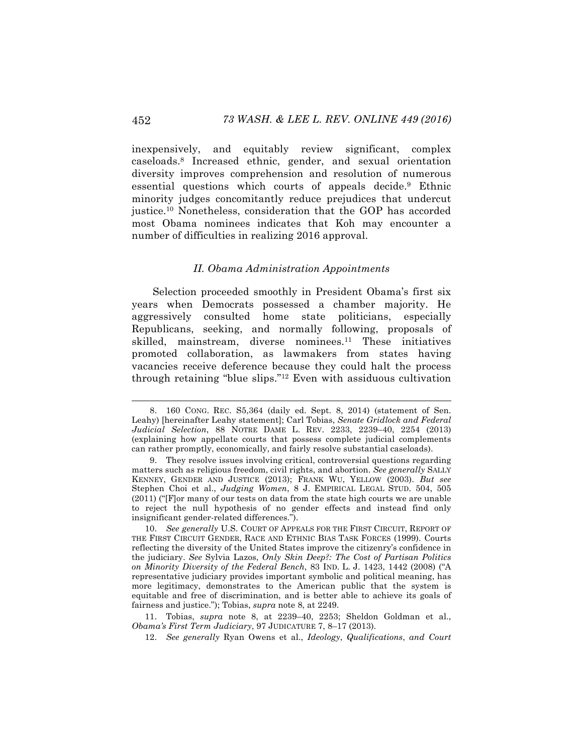inexpensively, and equitably review significant, complex caseloads.[8] Increased ethnic, gender, and sexual orientation diversity improves comprehension and resolution of numerous essential questions which courts of appeals decide.[9] Ethnic minority judges concomitantly reduce prejudices that undercut justice.[10] Nonetheless, consideration that the GOP has accorded most Obama nominees indicates that Koh may encounter a number of difficulties in realizing 2016 approval.

### *II. Obama Administration Appointments*

Selection proceeded smoothly in President Obama's first six years when Democrats possessed a chamber majority. He aggressively consulted home state politicians, especially Republicans, seeking, and normally following, proposals of skilled, mainstream, diverse nominees.[11] These initiatives promoted collaboration, as lawmakers from states having vacancies receive deference because they could halt the process through retaining "blue slips."[12] Even with assiduous cultivation

---

8. 160 CONG. REC. S5,364 (daily ed. Sept. 8, 2014) (statement of Sen. Leahy) [hereinafter Leahy statement]; Carl Tobias, *Senate Gridlock and Federal Judicial Selection*, 88 NOTRE DAME L. REV. 2233, 2239–40, 2254 (2013) (explaining how appellate courts that possess complete judicial complements can rather promptly, economically, and fairly resolve substantial caseloads).

9. They resolve issues involving critical, controversial questions regarding matters such as religious freedom, civil rights, and abortion. *See generally* SALLY KENNEY, GENDER AND JUSTICE (2013); FRANK WU, YELLOW (2003). *But see* Stephen Choi et al., *Judging Women*, 8 J. EMPIRICAL LEGAL STUD. 504, 505 (2011) ("[F]or many of our tests on data from the state high courts we are unable to reject the null hypothesis of no gender effects and instead find only insignificant gender-related differences.").

10. *See generally* U.S. COURT OF APPEALS FOR THE FIRST CIRCUIT, REPORT OF THE FIRST CIRCUIT GENDER, RACE AND ETHNIC BIAS TASK FORCES (1999). Courts reflecting the diversity of the United States improve the citizenry's confidence in the judiciary. *See* Sylvia Lazos, *Only Skin Deep?: The Cost of Partisan Politics on Minority Diversity of the Federal Bench*, 83 IND. L. J. 1423, 1442 (2008) ("A representative judiciary provides important symbolic and political meaning, has more legitimacy, demonstrates to the American public that the system is equitable and free of discrimination, and is better able to achieve its goals of fairness and justice."); Tobias, *supra* note 8, at 2249.

11. Tobias, *supra* note 8, at 2239–40, 2253; Sheldon Goldman et al., *Obama's First Term Judiciary*, 97 JUDICATURE 7, 8–17 (2013).

12. *See generally* Ryan Owens et al., *Ideology*, *Qualifications*, *and Court*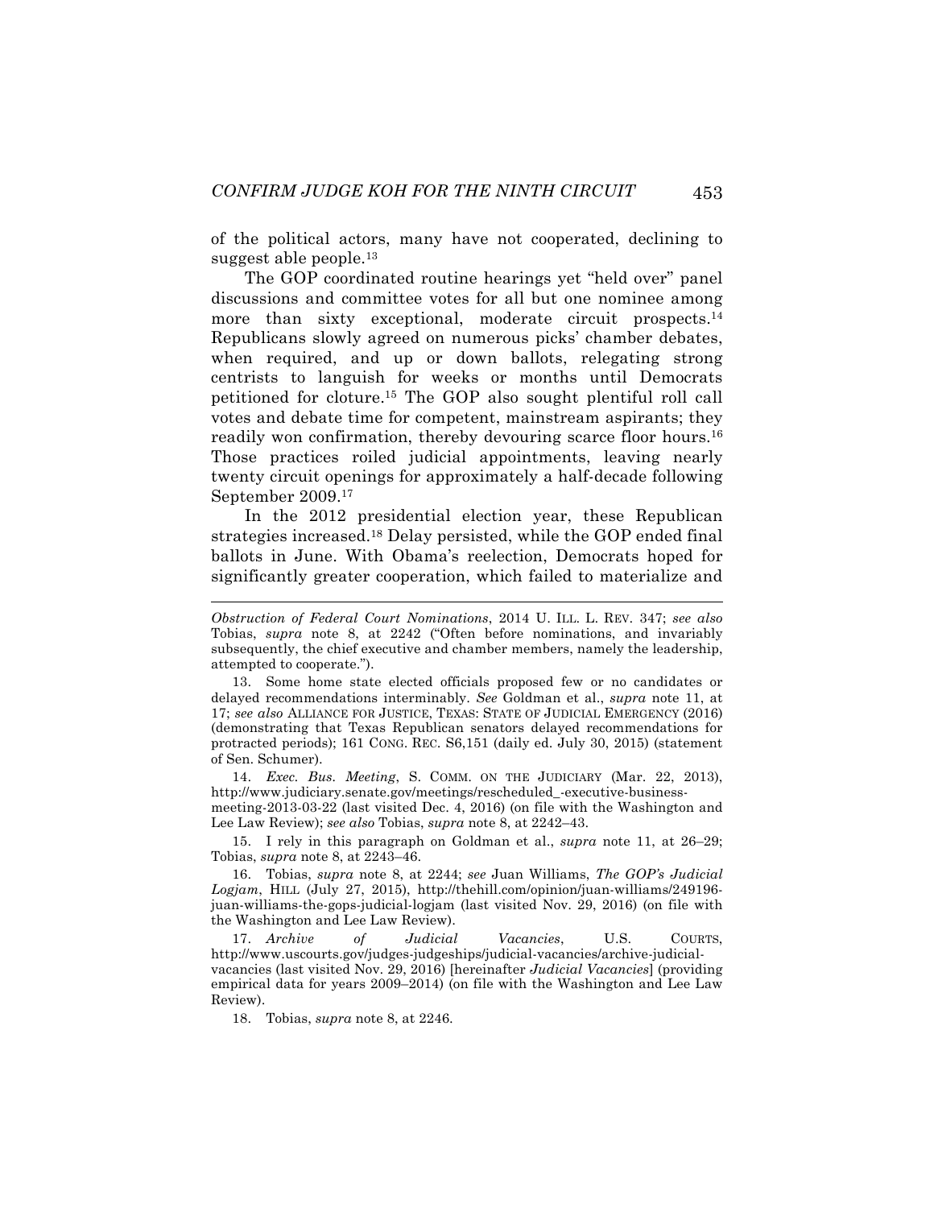of the political actors, many have not cooperated, declining to suggest able people.[13]

The GOP coordinated routine hearings yet "held over" panel discussions and committee votes for all but one nominee among more than sixty exceptional, moderate circuit prospects.[14] Republicans slowly agreed on numerous picks' chamber debates, when required, and up or down ballots, relegating strong centrists to languish for weeks or months until Democrats petitioned for cloture.[15] The GOP also sought plentiful roll call votes and debate time for competent, mainstream aspirants; they readily won confirmation, thereby devouring scarce floor hours.[16] Those practices roiled judicial appointments, leaving nearly twenty circuit openings for approximately a half-decade following September 2009.[17]

In the 2012 presidential election year, these Republican strategies increased.[18] Delay persisted, while the GOP ended final ballots in June. With Obama's reelection, Democrats hoped for significantly greater cooperation, which failed to materialize and

---

*Obstruction of Federal Court Nominations*, 2014 U. ILL. L. REV. 347; *see also* Tobias, *supra* note 8, at 2242 ("Often before nominations, and invariably subsequently, the chief executive and chamber members, namely the leadership, attempted to cooperate.").

13. Some home state elected officials proposed few or no candidates or delayed recommendations interminably. *See* Goldman et al., *supra* note 11, at 17; *see also* ALLIANCE FOR JUSTICE, TEXAS: STATE OF JUDICIAL EMERGENCY (2016) (demonstrating that Texas Republican senators delayed recommendations for protracted periods); 161 CONG. REC. S6,151 (daily ed. July 30, 2015) (statement of Sen. Schumer).

14. *Exec. Bus. Meeting*, S. COMM. ON THE JUDICIARY (Mar. 22, 2013), http://www.judiciary.senate.gov/meetings/rescheduled_-executive-business-meeting-2013-03-22 (last visited Dec. 4, 2016) (on file with the Washington and Lee Law Review); *see also* Tobias, *supra* note 8, at 2242–43.

15. I rely in this paragraph on Goldman et al., *supra* note 11, at 26–29; Tobias, *supra* note 8, at 2243–46.

16. Tobias, *supra* note 8, at 2244; *see* Juan Williams, *The GOP's Judicial Logjam*, HILL (July 27, 2015), http://thehill.com/opinion/juan-williams/249196-juan-williams-the-gops-judicial-logjam (last visited Nov. 29, 2016) (on file with the Washington and Lee Law Review).

17. *Archive of Judicial Vacancies*, U.S. COURTS, http://www.uscourts.gov/judges-judgeships/judicial-vacancies/archive-judicial-vacancies (last visited Nov. 29, 2016) [hereinafter *Judicial Vacancies*] (providing empirical data for years 2009–2014) (on file with the Washington and Lee Law Review).

18. Tobias, *supra* note 8, at 2246.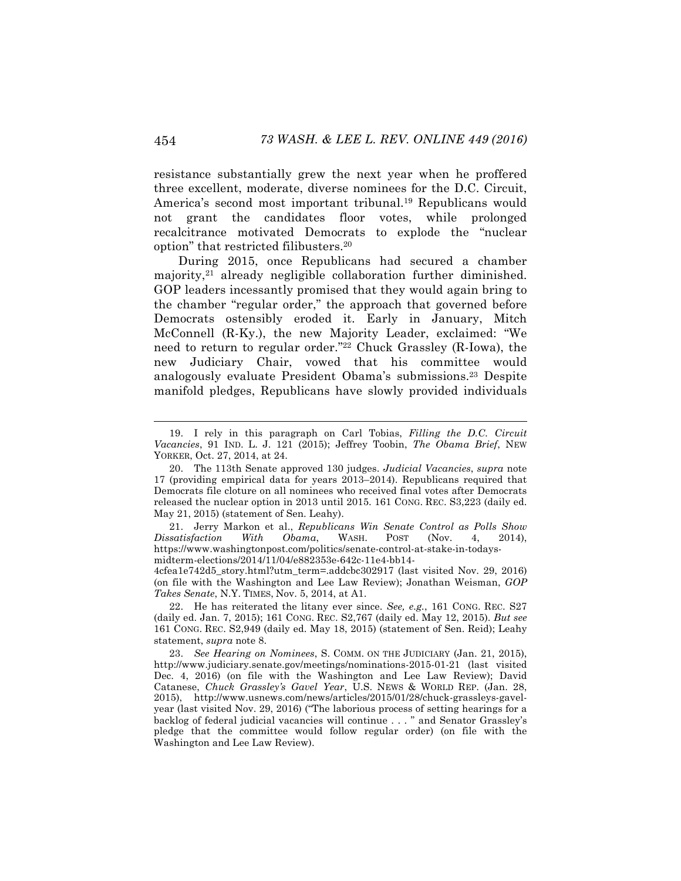resistance substantially grew the next year when he proffered three excellent, moderate, diverse nominees for the D.C. Circuit, America's second most important tribunal.[19] Republicans would not grant the candidates floor votes, while prolonged recalcitrance motivated Democrats to explode the "nuclear option" that restricted filibusters.[20]

During 2015, once Republicans had secured a chamber majority,[21] already negligible collaboration further diminished. GOP leaders incessantly promised that they would again bring to the chamber "regular order," the approach that governed before Democrats ostensibly eroded it. Early in January, Mitch McConnell (R-Ky.), the new Majority Leader, exclaimed: "We need to return to regular order."[22] Chuck Grassley (R-Iowa), the new Judiciary Chair, vowed that his committee would analogously evaluate President Obama's submissions.[23] Despite manifold pledges, Republicans have slowly provided individuals

---

19. I rely in this paragraph on Carl Tobias, *Filling the D.C. Circuit Vacancies*, 91 IND. L. J. 121 (2015); Jeffrey Toobin, *The Obama Brief*, NEW YORKER, Oct. 27, 2014, at 24.

20. The 113th Senate approved 130 judges. *Judicial Vacancies*, *supra* note 17 (providing empirical data for years 2013–2014). Republicans required that Democrats file cloture on all nominees who received final votes after Democrats released the nuclear option in 2013 until 2015. 161 CONG. REC. S3,223 (daily ed. May 21, 2015) (statement of Sen. Leahy).

21. Jerry Markon et al., *Republicans Win Senate Control as Polls Show Dissatisfaction With Obama*, WASH. POST (Nov. 4, 2014), https://www.washingtonpost.com/politics/senate-control-at-stake-in-todays-midterm-elections/2014/11/04/e882353e-642c-11e4-bb14-4cfea1e742d5_story.html?utm_term=.addcbc302917 (last visited Nov. 29, 2016) (on file with the Washington and Lee Law Review); Jonathan Weisman, *GOP Takes Senate*, N.Y. TIMES, Nov. 5, 2014, at A1.

22. He has reiterated the litany ever since. *See, e.g.*, 161 CONG. REC. S27 (daily ed. Jan. 7, 2015); 161 CONG. REC. S2,767 (daily ed. May 12, 2015). *But see* 161 CONG. REC. S2,949 (daily ed. May 18, 2015) (statement of Sen. Reid); Leahy statement, *supra* note 8.

23. *See Hearing on Nominees*, S. COMM. ON THE JUDICIARY (Jan. 21, 2015), http://www.judiciary.senate.gov/meetings/nominations-2015-01-21 (last visited Dec. 4, 2016) (on file with the Washington and Lee Law Review); David Catanese, *Chuck Grassley's Gavel Year*, U.S. NEWS & WORLD REP. (Jan. 28, 2015), http://www.usnews.com/news/articles/2015/01/28/chuck-grassleys-gavel-year (last visited Nov. 29, 2016) ("The laborious process of setting hearings for a backlog of federal judicial vacancies will continue . . . " and Senator Grassley's pledge that the committee would follow regular order) (on file with the Washington and Lee Law Review).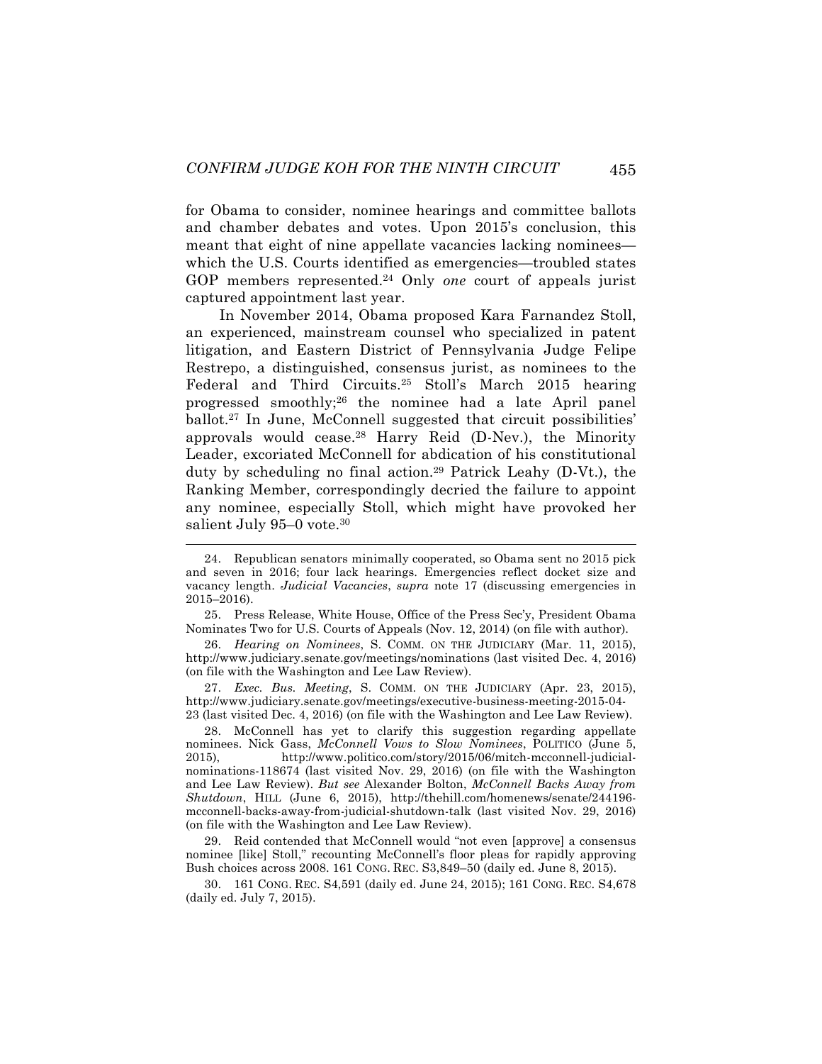for Obama to consider, nominee hearings and committee ballots and chamber debates and votes. Upon 2015's conclusion, this meant that eight of nine appellate vacancies lacking nominees—which the U.S. Courts identified as emergencies—troubled states GOP members represented.[24] Only *one* court of appeals jurist captured appointment last year.

In November 2014, Obama proposed Kara Farnandez Stoll, an experienced, mainstream counsel who specialized in patent litigation, and Eastern District of Pennsylvania Judge Felipe Restrepo, a distinguished, consensus jurist, as nominees to the Federal and Third Circuits.[25] Stoll's March 2015 hearing progressed smoothly;[26] the nominee had a late April panel ballot.[27] In June, McConnell suggested that circuit possibilities' approvals would cease.[28] Harry Reid (D-Nev.), the Minority Leader, excoriated McConnell for abdication of his constitutional duty by scheduling no final action.[29] Patrick Leahy (D-Vt.), the Ranking Member, correspondingly decried the failure to appoint any nominee, especially Stoll, which might have provoked her salient July 95–0 vote.[30]

---

24. Republican senators minimally cooperated, so Obama sent no 2015 pick and seven in 2016; four lack hearings. Emergencies reflect docket size and vacancy length. *Judicial Vacancies*, *supra* note 17 (discussing emergencies in 2015–2016).

25. Press Release, White House, Office of the Press Sec'y, President Obama Nominates Two for U.S. Courts of Appeals (Nov. 12, 2014) (on file with author).

26. *Hearing on Nominees*, S. COMM. ON THE JUDICIARY (Mar. 11, 2015), http://www.judiciary.senate.gov/meetings/nominations (last visited Dec. 4, 2016) (on file with the Washington and Lee Law Review).

27. *Exec. Bus. Meeting*, S. COMM. ON THE JUDICIARY (Apr. 23, 2015), http://www.judiciary.senate.gov/meetings/executive-business-meeting-2015-04-23 (last visited Dec. 4, 2016) (on file with the Washington and Lee Law Review).

28. McConnell has yet to clarify this suggestion regarding appellate nominees. Nick Gass, *McConnell Vows to Slow Nominees*, POLITICO (June 5, 2015), http://www.politico.com/story/2015/06/mitch-mcconnell-judicial-nominations-118674 (last visited Nov. 29, 2016) (on file with the Washington and Lee Law Review). *But see* Alexander Bolton, *McConnell Backs Away from Shutdown*, HILL (June 6, 2015), http://thehill.com/homenews/senate/244196-mcconnell-backs-away-from-judicial-shutdown-talk (last visited Nov. 29, 2016) (on file with the Washington and Lee Law Review).

29. Reid contended that McConnell would "not even [approve] a consensus nominee [like] Stoll," recounting McConnell's floor pleas for rapidly approving Bush choices across 2008. 161 CONG. REC. S3,849–50 (daily ed. June 8, 2015).

30. 161 CONG. REC. S4,591 (daily ed. June 24, 2015); 161 CONG. REC. S4,678 (daily ed. July 7, 2015).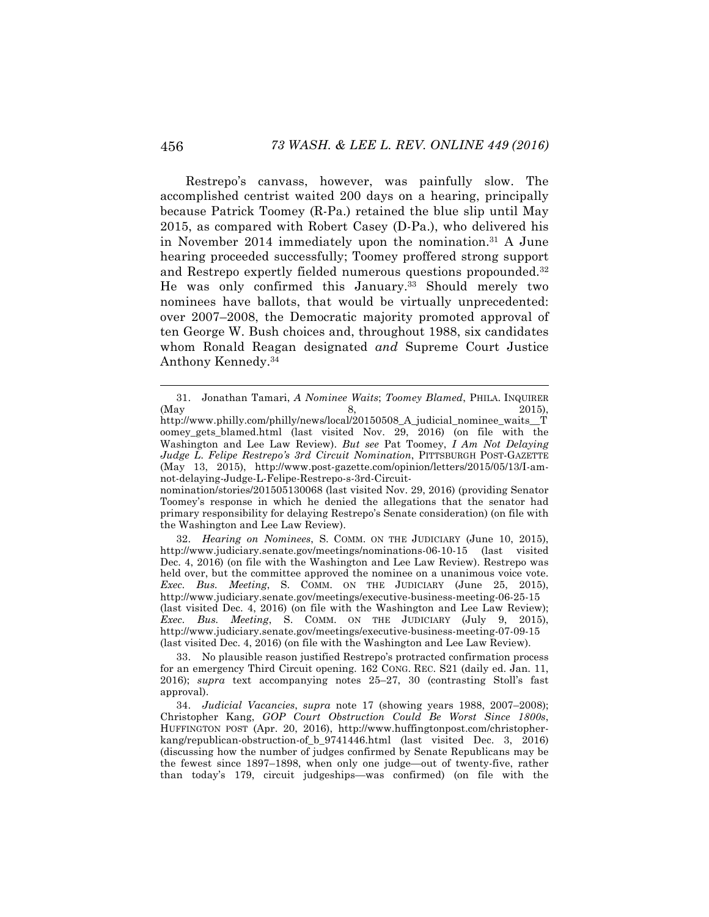Restrepo's canvass, however, was painfully slow. The accomplished centrist waited 200 days on a hearing, principally because Patrick Toomey (R-Pa.) retained the blue slip until May 2015, as compared with Robert Casey (D-Pa.), who delivered his in November 2014 immediately upon the nomination.[31] A June hearing proceeded successfully; Toomey proffered strong support and Restrepo expertly fielded numerous questions propounded.[32] He was only confirmed this January.[33] Should merely two nominees have ballots, that would be virtually unprecedented: over 2007–2008, the Democratic majority promoted approval of ten George W. Bush choices and, throughout 1988, six candidates whom Ronald Reagan designated *and* Supreme Court Justice Anthony Kennedy.[34]

---

31. Jonathan Tamari, *A Nominee Waits*; *Toomey Blamed*, PHILA. INQUIRER (May 8, 2015), http://www.philly.com/philly/news/local/20150508_A_judicial_nominee_waits__Toomey_gets_blamed.html (last visited Nov. 29, 2016) (on file with the Washington and Lee Law Review). *But see* Pat Toomey, *I Am Not Delaying Judge L. Felipe Restrepo's 3rd Circuit Nomination*, PITTSBURGH POST-GAZETTE (May 13, 2015), http://www.post-gazette.com/opinion/letters/2015/05/13/I-am-not-delaying-Judge-L-Felipe-Restrepo-s-3rd-Circuit-nomination/stories/201505130068 (last visited Nov. 29, 2016) (providing Senator Toomey's response in which he denied the allegations that the senator had primary responsibility for delaying Restrepo's Senate consideration) (on file with the Washington and Lee Law Review).

32. *Hearing on Nominees*, S. COMM. ON THE JUDICIARY (June 10, 2015), http://www.judiciary.senate.gov/meetings/nominations-06-10-15 (last visited Dec. 4, 2016) (on file with the Washington and Lee Law Review). Restrepo was held over, but the committee approved the nominee on a unanimous voice vote. *Exec. Bus. Meeting*, S. COMM. ON THE JUDICIARY (June 25, 2015), http://www.judiciary.senate.gov/meetings/executive-business-meeting-06-25-15 (last visited Dec. 4, 2016) (on file with the Washington and Lee Law Review); *Exec. Bus. Meeting*, S. COMM. ON THE JUDICIARY (July 9, 2015), http://www.judiciary.senate.gov/meetings/executive-business-meeting-07-09-15 (last visited Dec. 4, 2016) (on file with the Washington and Lee Law Review).

33. No plausible reason justified Restrepo's protracted confirmation process for an emergency Third Circuit opening. 162 CONG. REC. S21 (daily ed. Jan. 11, 2016); *supra* text accompanying notes 25–27, 30 (contrasting Stoll's fast approval).

34. *Judicial Vacancies*, *supra* note 17 (showing years 1988, 2007–2008); Christopher Kang, *GOP Court Obstruction Could Be Worst Since 1800s*, HUFFINGTON POST (Apr. 20, 2016), http://www.huffingtonpost.com/christopher-kang/republican-obstruction-of_b_9741446.html (last visited Dec. 3, 2016) (discussing how the number of judges confirmed by Senate Republicans may be the fewest since 1897–1898, when only one judge—out of twenty-five, rather than today's 179, circuit judgeships—was confirmed) (on file with the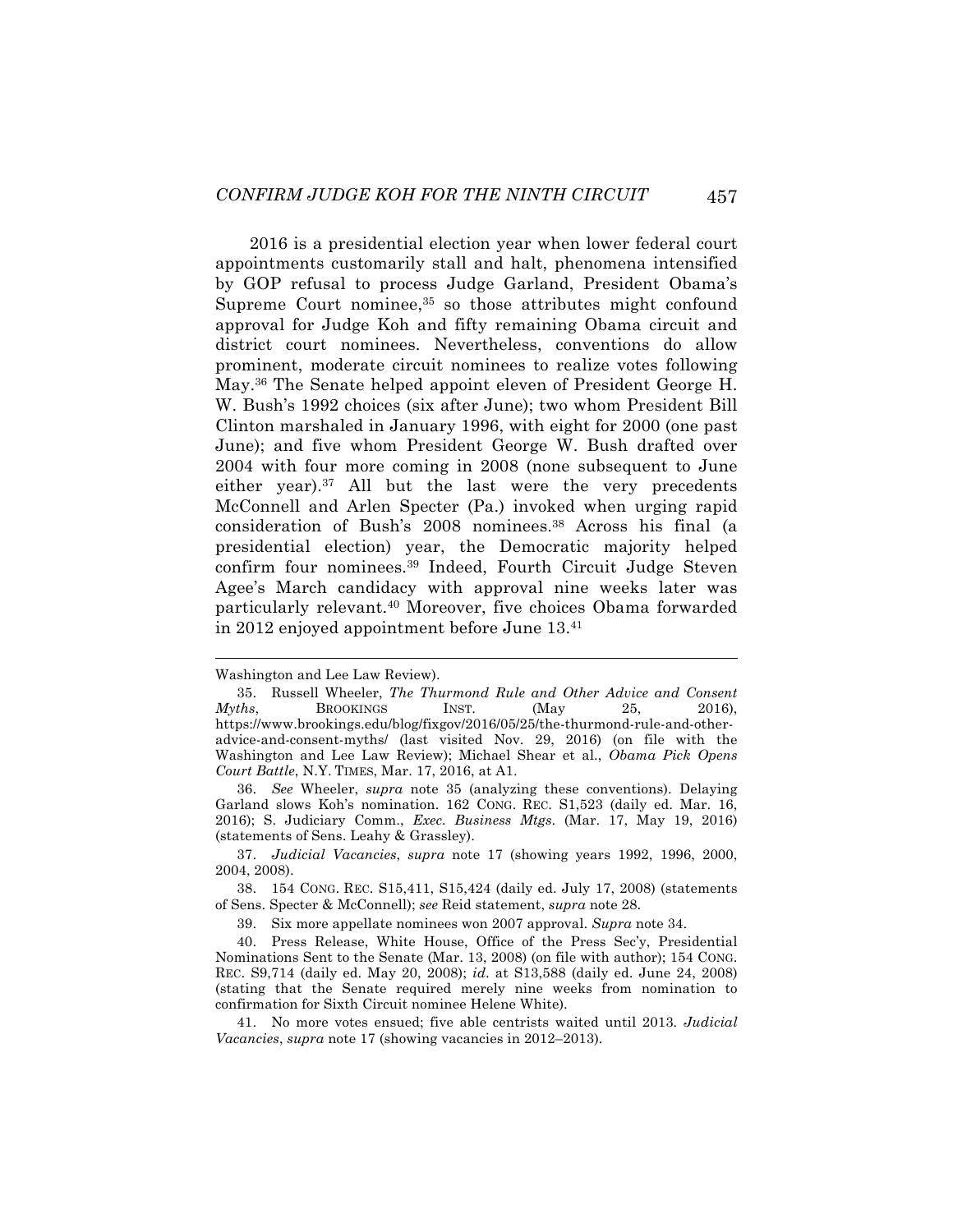2016 is a presidential election year when lower federal court appointments customarily stall and halt, phenomena intensified by GOP refusal to process Judge Garland, President Obama's Supreme Court nominee,[35] so those attributes might confound approval for Judge Koh and fifty remaining Obama circuit and district court nominees. Nevertheless, conventions do allow prominent, moderate circuit nominees to realize votes following May.[36] The Senate helped appoint eleven of President George H. W. Bush's 1992 choices (six after June); two whom President Bill Clinton marshaled in January 1996, with eight for 2000 (one past June); and five whom President George W. Bush drafted over 2004 with four more coming in 2008 (none subsequent to June either year).[37] All but the last were the very precedents McConnell and Arlen Specter (Pa.) invoked when urging rapid consideration of Bush's 2008 nominees.[38] Across his final (a presidential election) year, the Democratic majority helped confirm four nominees.[39] Indeed, Fourth Circuit Judge Steven Agee's March candidacy with approval nine weeks later was particularly relevant.[40] Moreover, five choices Obama forwarded in 2012 enjoyed appointment before June 13.[41]

---

Washington and Lee Law Review).

35. Russell Wheeler, *The Thurmond Rule and Other Advice and Consent Myths*, BROOKINGS INST. (May 25, 2016), https://www.brookings.edu/blog/fixgov/2016/05/25/the-thurmond-rule-and-other-advice-and-consent-myths/ (last visited Nov. 29, 2016) (on file with the Washington and Lee Law Review); Michael Shear et al., *Obama Pick Opens Court Battle*, N.Y. TIMES, Mar. 17, 2016, at A1.

36. *See* Wheeler, *supra* note 35 (analyzing these conventions). Delaying Garland slows Koh's nomination. 162 CONG. REC. S1,523 (daily ed. Mar. 16, 2016); S. Judiciary Comm., *Exec. Business Mtgs.* (Mar. 17, May 19, 2016) (statements of Sens. Leahy & Grassley).

37. *Judicial Vacancies*, *supra* note 17 (showing years 1992, 1996, 2000, 2004, 2008).

38. 154 CONG. REC. S15,411, S15,424 (daily ed. July 17, 2008) (statements of Sens. Specter & McConnell); *see* Reid statement, *supra* note 28.

39. Six more appellate nominees won 2007 approval. *Supra* note 34.

40. Press Release, White House, Office of the Press Sec'y, Presidential Nominations Sent to the Senate (Mar. 13, 2008) (on file with author); 154 CONG. REC. S9,714 (daily ed. May 20, 2008); *id.* at S13,588 (daily ed. June 24, 2008) (stating that the Senate required merely nine weeks from nomination to confirmation for Sixth Circuit nominee Helene White).

41. No more votes ensued; five able centrists waited until 2013. *Judicial Vacancies*, *supra* note 17 (showing vacancies in 2012–2013).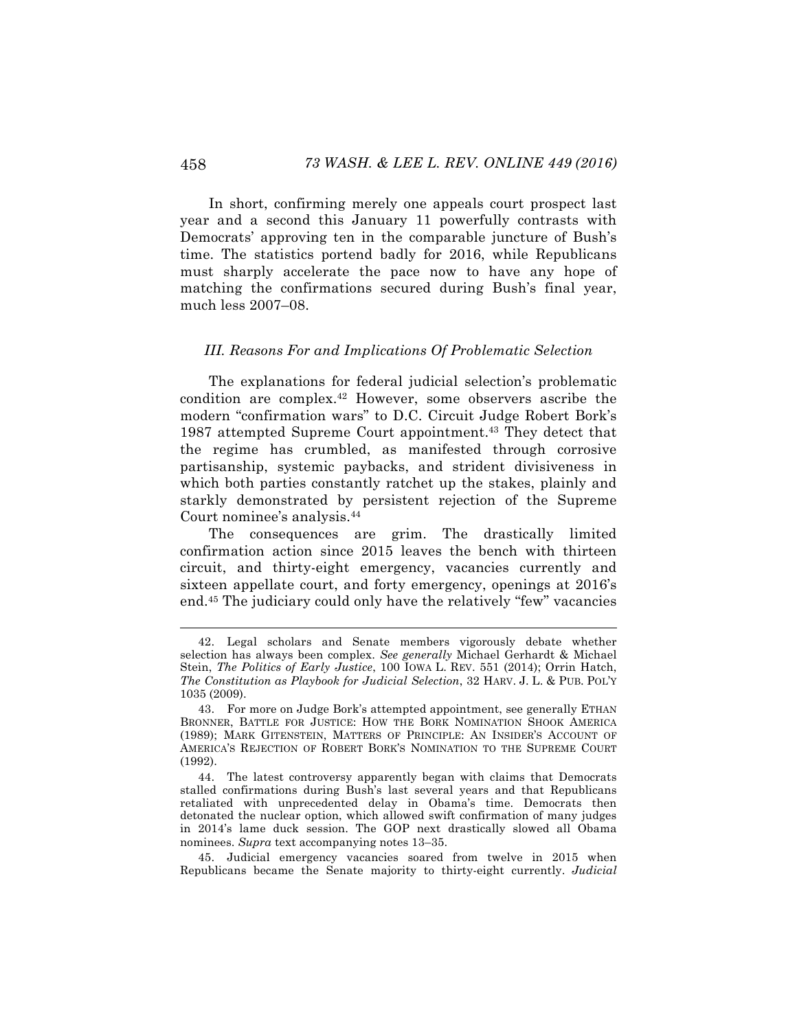In short, confirming merely one appeals court prospect last year and a second this January 11 powerfully contrasts with Democrats' approving ten in the comparable juncture of Bush's time. The statistics portend badly for 2016, while Republicans must sharply accelerate the pace now to have any hope of matching the confirmations secured during Bush's final year, much less 2007–08.

### *III. Reasons For and Implications Of Problematic Selection*

The explanations for federal judicial selection's problematic condition are complex.[42] However, some observers ascribe the modern "confirmation wars" to D.C. Circuit Judge Robert Bork's 1987 attempted Supreme Court appointment.[43] They detect that the regime has crumbled, as manifested through corrosive partisanship, systemic paybacks, and strident divisiveness in which both parties constantly ratchet up the stakes, plainly and starkly demonstrated by persistent rejection of the Supreme Court nominee's analysis.[44]

The consequences are grim. The drastically limited confirmation action since 2015 leaves the bench with thirteen circuit, and thirty-eight emergency, vacancies currently and sixteen appellate court, and forty emergency, openings at 2016's end.[45] The judiciary could only have the relatively "few" vacancies

---

42. Legal scholars and Senate members vigorously debate whether selection has always been complex. *See generally* Michael Gerhardt & Michael Stein, *The Politics of Early Justice*, 100 IOWA L. REV. 551 (2014); Orrin Hatch, *The Constitution as Playbook for Judicial Selection*, 32 HARV. J. L. & PUB. POL'Y 1035 (2009).

43. For more on Judge Bork's attempted appointment, see generally ETHAN BRONNER, BATTLE FOR JUSTICE: HOW THE BORK NOMINATION SHOOK AMERICA (1989); MARK GITENSTEIN, MATTERS OF PRINCIPLE: AN INSIDER'S ACCOUNT OF AMERICA'S REJECTION OF ROBERT BORK'S NOMINATION TO THE SUPREME COURT (1992).

44. The latest controversy apparently began with claims that Democrats stalled confirmations during Bush's last several years and that Republicans retaliated with unprecedented delay in Obama's time. Democrats then detonated the nuclear option, which allowed swift confirmation of many judges in 2014's lame duck session. The GOP next drastically slowed all Obama nominees. *Supra* text accompanying notes 13–35.

45. Judicial emergency vacancies soared from twelve in 2015 when Republicans became the Senate majority to thirty-eight currently. *Judicial*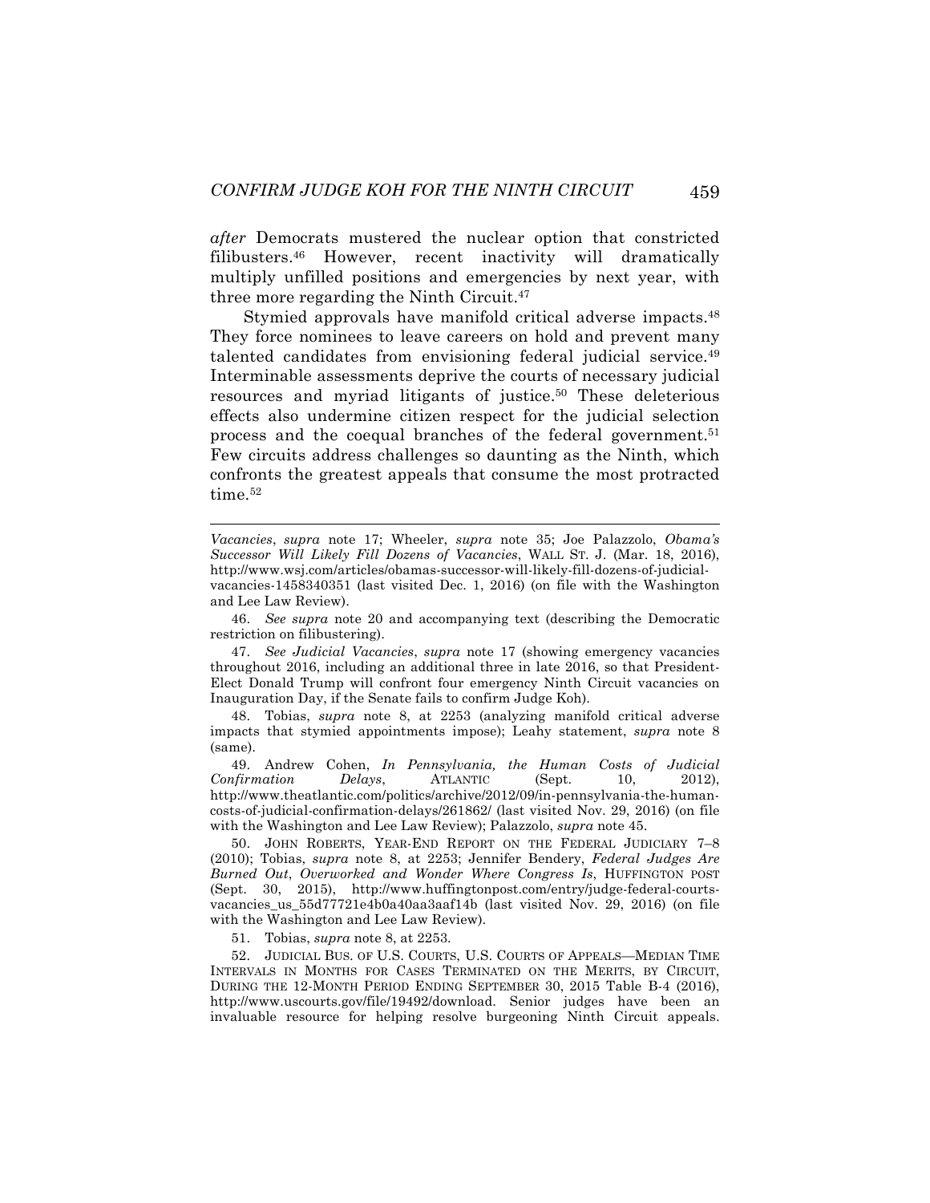*after* Democrats mustered the nuclear option that constricted filibusters.[46] However, recent inactivity will dramatically multiply unfilled positions and emergencies by next year, with three more regarding the Ninth Circuit.[47]

Stymied approvals have manifold critical adverse impacts.[48] They force nominees to leave careers on hold and prevent many talented candidates from envisioning federal judicial service.[49] Interminable assessments deprive the courts of necessary judicial resources and myriad litigants of justice.[50] These deleterious effects also undermine citizen respect for the judicial selection process and the coequal branches of the federal government.[51] Few circuits address challenges so daunting as the Ninth, which confronts the greatest appeals that consume the most protracted time.[52]

---

*Vacancies*, *supra* note 17; Wheeler, *supra* note 35; Joe Palazzolo, *Obama's Successor Will Likely Fill Dozens of Vacancies*, WALL ST. J. (Mar. 18, 2016), http://www.wsj.com/articles/obamas-successor-will-likely-fill-dozens-of-judicial-vacancies-1458340351 (last visited Dec. 1, 2016) (on file with the Washington and Lee Law Review).

46. *See supra* note 20 and accompanying text (describing the Democratic restriction on filibustering).

47. *See Judicial Vacancies*, *supra* note 17 (showing emergency vacancies throughout 2016, including an additional three in late 2016, so that President-Elect Donald Trump will confront four emergency Ninth Circuit vacancies on Inauguration Day, if the Senate fails to confirm Judge Koh).

48. Tobias, *supra* note 8, at 2253 (analyzing manifold critical adverse impacts that stymied appointments impose); Leahy statement, *supra* note 8 (same).

49. Andrew Cohen, *In Pennsylvania, the Human Costs of Judicial Confirmation Delays*, ATLANTIC (Sept. 10, 2012), http://www.theatlantic.com/politics/archive/2012/09/in-pennsylvania-the-human-costs-of-judicial-confirmation-delays/261862/ (last visited Nov. 29, 2016) (on file with the Washington and Lee Law Review); Palazzolo, *supra* note 45.

50. JOHN ROBERTS, YEAR-END REPORT ON THE FEDERAL JUDICIARY 7–8 (2010); Tobias, *supra* note 8, at 2253; Jennifer Bendery, *Federal Judges Are Burned Out*, *Overworked and Wonder Where Congress Is*, HUFFINGTON POST (Sept. 30, 2015), http://www.huffingtonpost.com/entry/judge-federal-courts-vacancies_us_55d77721e4b0a40aa3aaf14b (last visited Nov. 29, 2016) (on file with the Washington and Lee Law Review).

51. Tobias, *supra* note 8, at 2253.

52. JUDICIAL BUS. OF U.S. COURTS, U.S. COURTS OF APPEALS—MEDIAN TIME INTERVALS IN MONTHS FOR CASES TERMINATED ON THE MERITS, BY CIRCUIT, DURING THE 12-MONTH PERIOD ENDING SEPTEMBER 30, 2015 Table B-4 (2016), http://www.uscourts.gov/file/19492/download. Senior judges have been an invaluable resource for helping resolve burgeoning Ninth Circuit appeals.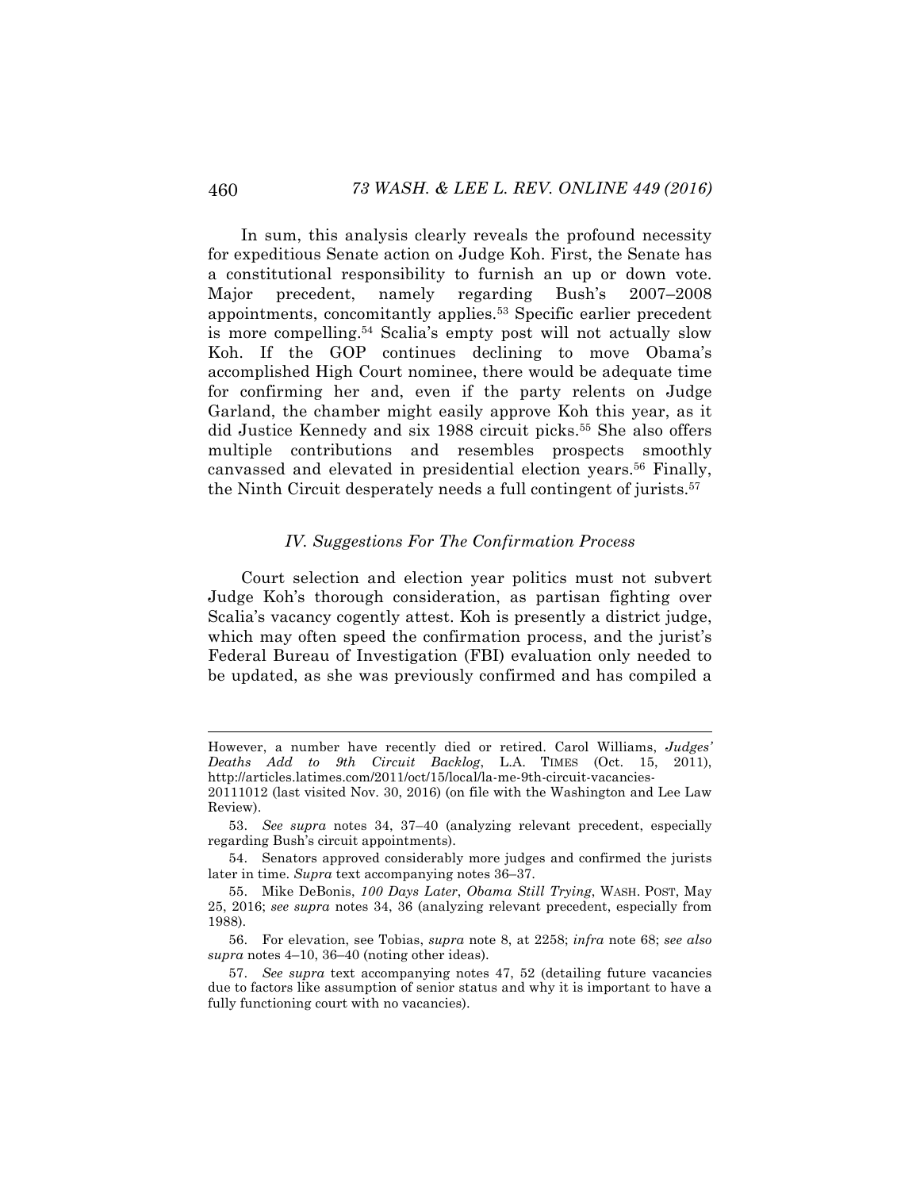In sum, this analysis clearly reveals the profound necessity for expeditious Senate action on Judge Koh. First, the Senate has a constitutional responsibility to furnish an up or down vote. Major precedent, namely regarding Bush's 2007–2008 appointments, concomitantly applies.[53] Specific earlier precedent is more compelling.[54] Scalia's empty post will not actually slow Koh. If the GOP continues declining to move Obama's accomplished High Court nominee, there would be adequate time for confirming her and, even if the party relents on Judge Garland, the chamber might easily approve Koh this year, as it did Justice Kennedy and six 1988 circuit picks.[55] She also offers multiple contributions and resembles prospects smoothly canvassed and elevated in presidential election years.[56] Finally, the Ninth Circuit desperately needs a full contingent of jurists.[57]

### *IV. Suggestions For The Confirmation Process*

Court selection and election year politics must not subvert Judge Koh's thorough consideration, as partisan fighting over Scalia's vacancy cogently attest. Koh is presently a district judge, which may often speed the confirmation process, and the jurist's Federal Bureau of Investigation (FBI) evaluation only needed to be updated, as she was previously confirmed and has compiled a

---

However, a number have recently died or retired. Carol Williams, *Judges' Deaths Add to 9th Circuit Backlog*, L.A. TIMES (Oct. 15, 2011), http://articles.latimes.com/2011/oct/15/local/la-me-9th-circuit-vacancies-20111012 (last visited Nov. 30, 2016) (on file with the Washington and Lee Law Review).

53. *See supra* notes 34, 37–40 (analyzing relevant precedent, especially regarding Bush's circuit appointments).

54. Senators approved considerably more judges and confirmed the jurists later in time. *Supra* text accompanying notes 36–37.

55. Mike DeBonis, *100 Days Later*, *Obama Still Trying*, WASH. POST, May 25, 2016; *see supra* notes 34, 36 (analyzing relevant precedent, especially from 1988).

56. For elevation, see Tobias, *supra* note 8, at 2258; *infra* note 68; *see also supra* notes 4–10, 36–40 (noting other ideas).

57. *See supra* text accompanying notes 47, 52 (detailing future vacancies due to factors like assumption of senior status and why it is important to have a fully functioning court with no vacancies).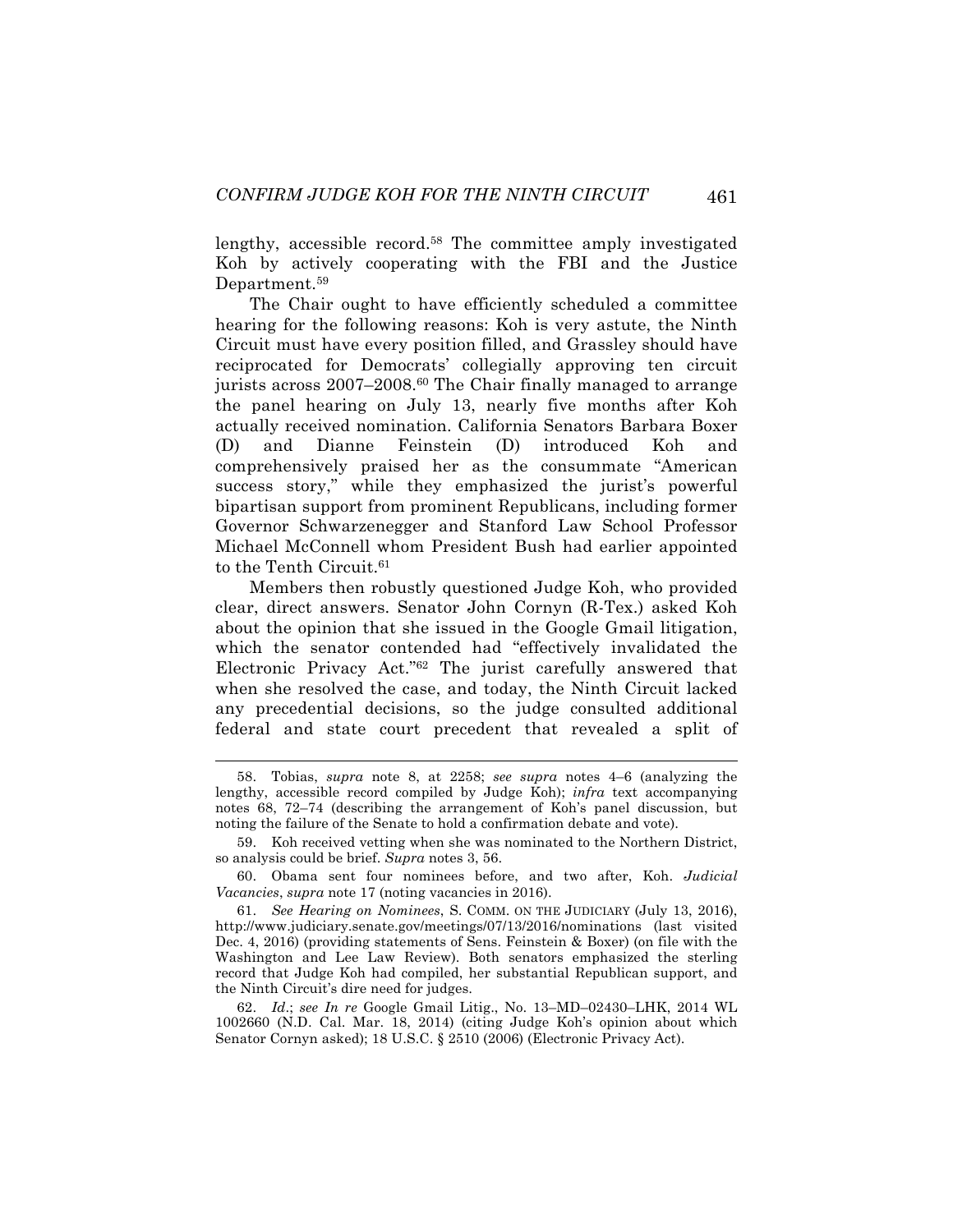lengthy, accessible record.[58] The committee amply investigated Koh by actively cooperating with the FBI and the Justice Department.[59]

The Chair ought to have efficiently scheduled a committee hearing for the following reasons: Koh is very astute, the Ninth Circuit must have every position filled, and Grassley should have reciprocated for Democrats' collegially approving ten circuit jurists across 2007–2008.[60] The Chair finally managed to arrange the panel hearing on July 13, nearly five months after Koh actually received nomination. California Senators Barbara Boxer (D) and Dianne Feinstein (D) introduced Koh and comprehensively praised her as the consummate "American success story," while they emphasized the jurist's powerful bipartisan support from prominent Republicans, including former Governor Schwarzenegger and Stanford Law School Professor Michael McConnell whom President Bush had earlier appointed to the Tenth Circuit.[61]

Members then robustly questioned Judge Koh, who provided clear, direct answers. Senator John Cornyn (R-Tex.) asked Koh about the opinion that she issued in the Google Gmail litigation, which the senator contended had "effectively invalidated the Electronic Privacy Act."[62] The jurist carefully answered that when she resolved the case, and today, the Ninth Circuit lacked any precedential decisions, so the judge consulted additional federal and state court precedent that revealed a split of

---

58. Tobias, *supra* note 8, at 2258; *see supra* notes 4–6 (analyzing the lengthy, accessible record compiled by Judge Koh); *infra* text accompanying notes 68, 72–74 (describing the arrangement of Koh's panel discussion, but noting the failure of the Senate to hold a confirmation debate and vote).

59. Koh received vetting when she was nominated to the Northern District, so analysis could be brief. *Supra* notes 3, 56.

60. Obama sent four nominees before, and two after, Koh. *Judicial Vacancies*, *supra* note 17 (noting vacancies in 2016).

61. *See Hearing on Nominees*, S. COMM. ON THE JUDICIARY (July 13, 2016), http://www.judiciary.senate.gov/meetings/07/13/2016/nominations (last visited Dec. 4, 2016) (providing statements of Sens. Feinstein & Boxer) (on file with the Washington and Lee Law Review). Both senators emphasized the sterling record that Judge Koh had compiled, her substantial Republican support, and the Ninth Circuit's dire need for judges.

62. *Id*.; *see In re* Google Gmail Litig., No. 13–MD–02430–LHK, 2014 WL 1002660 (N.D. Cal. Mar. 18, 2014) (citing Judge Koh's opinion about which Senator Cornyn asked); 18 U.S.C. § 2510 (2006) (Electronic Privacy Act).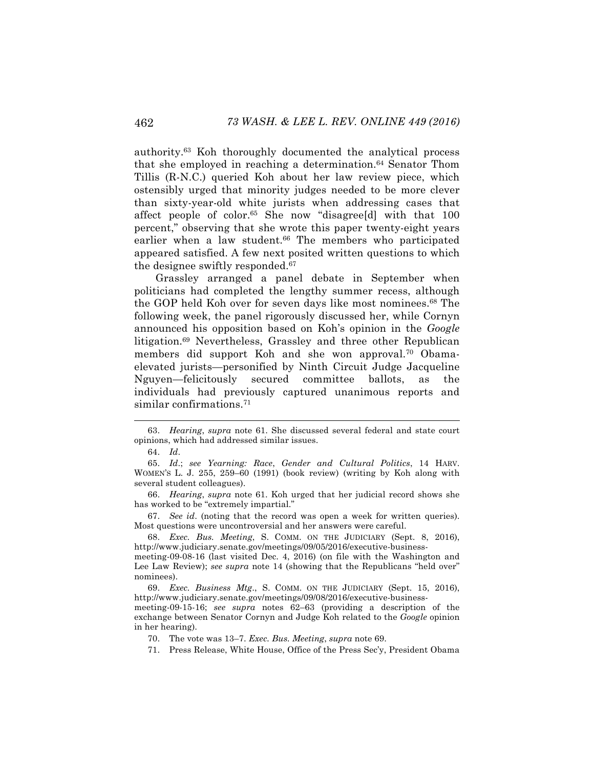authority.[63] Koh thoroughly documented the analytical process that she employed in reaching a determination.[64] Senator Thom Tillis (R-N.C.) queried Koh about her law review piece, which ostensibly urged that minority judges needed to be more clever than sixty-year-old white jurists when addressing cases that affect people of color.[65] She now "disagree[d] with that 100 percent," observing that she wrote this paper twenty-eight years earlier when a law student.[66] The members who participated appeared satisfied. A few next posited written questions to which the designee swiftly responded.[67]

Grassley arranged a panel debate in September when politicians had completed the lengthy summer recess, although the GOP held Koh over for seven days like most nominees.[68] The following week, the panel rigorously discussed her, while Cornyn announced his opposition based on Koh's opinion in the *Google* litigation.[69] Nevertheless, Grassley and three other Republican members did support Koh and she won approval.[70] Obama-elevated jurists—personified by Ninth Circuit Judge Jacqueline Nguyen—felicitously secured committee ballots, as the individuals had previously captured unanimous reports and similar confirmations.[71]

---

63. *Hearing*, *supra* note 61. She discussed several federal and state court opinions, which had addressed similar issues.

64. *Id*.

65. *Id*.; *see Yearning: Race*, *Gender and Cultural Politics*, 14 HARV. WOMEN'S L. J. 255, 259–60 (1991) (book review) (writing by Koh along with several student colleagues).

66. *Hearing*, *supra* note 61. Koh urged that her judicial record shows she has worked to be "extremely impartial."

67. *See id*. (noting that the record was open a week for written queries). Most questions were uncontroversial and her answers were careful.

68. *Exec. Bus. Meeting*, S. COMM. ON THE JUDICIARY (Sept. 8, 2016), http://www.judiciary.senate.gov/meetings/09/05/2016/executive-business-meeting-09-08-16 (last visited Dec. 4, 2016) (on file with the Washington and Lee Law Review); *see supra* note 14 (showing that the Republicans "held over" nominees).

69. *Exec. Business Mtg*., S. COMM. ON THE JUDICIARY (Sept. 15, 2016), http://www.judiciary.senate.gov/meetings/09/08/2016/executive-business-meeting-09-15-16; *see supra* notes 62–63 (providing a description of the exchange between Senator Cornyn and Judge Koh related to the *Google* opinion in her hearing).

70. The vote was 13–7. *Exec. Bus. Meeting*, *supra* note 69.

71. Press Release, White House, Office of the Press Sec'y, President Obama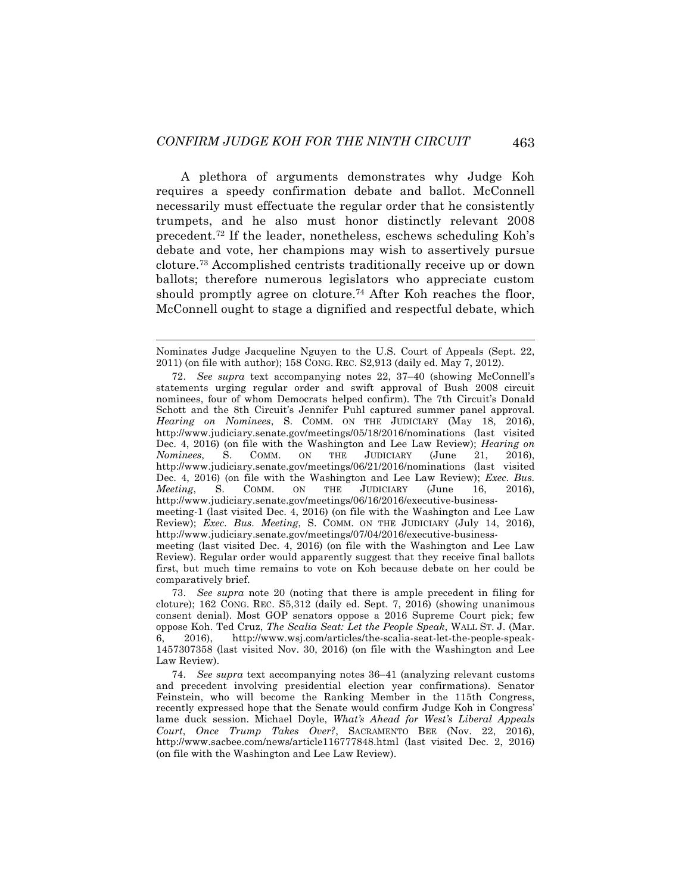A plethora of arguments demonstrates why Judge Koh requires a speedy confirmation debate and ballot. McConnell necessarily must effectuate the regular order that he consistently trumpets, and he also must honor distinctly relevant 2008 precedent.[72] If the leader, nonetheless, eschews scheduling Koh's debate and vote, her champions may wish to assertively pursue cloture.[73] Accomplished centrists traditionally receive up or down ballots; therefore numerous legislators who appreciate custom should promptly agree on cloture.[74] After Koh reaches the floor, McConnell ought to stage a dignified and respectful debate, which

---

Nominates Judge Jacqueline Nguyen to the U.S. Court of Appeals (Sept. 22, 2011) (on file with author); 158 CONG. REC. S2,913 (daily ed. May 7, 2012).

72. *See supra* text accompanying notes 22, 37–40 (showing McConnell's statements urging regular order and swift approval of Bush 2008 circuit nominees, four of whom Democrats helped confirm). The 7th Circuit's Donald Schott and the 8th Circuit's Jennifer Puhl captured summer panel approval. *Hearing on Nominees*, S. COMM. ON THE JUDICIARY (May 18, 2016), http://www.judiciary.senate.gov/meetings/05/18/2016/nominations (last visited Dec. 4, 2016) (on file with the Washington and Lee Law Review); *Hearing on Nominees*, S. COMM. ON THE JUDICIARY (June 21, 2016), http://www.judiciary.senate.gov/meetings/06/21/2016/nominations (last visited Dec. 4, 2016) (on file with the Washington and Lee Law Review); *Exec. Bus. Meeting*, S. COMM. ON THE JUDICIARY (June 16, 2016), http://www.judiciary.senate.gov/meetings/06/16/2016/executive-business-meeting-1 (last visited Dec. 4, 2016) (on file with the Washington and Lee Law Review); *Exec. Bus. Meeting*, S. COMM. ON THE JUDICIARY (July 14, 2016), http://www.judiciary.senate.gov/meetings/07/04/2016/executive-business-meeting (last visited Dec. 4, 2016) (on file with the Washington and Lee Law Review). Regular order would apparently suggest that they receive final ballots first, but much time remains to vote on Koh because debate on her could be comparatively brief.

73. *See supra* note 20 (noting that there is ample precedent in filing for cloture); 162 CONG. REC. S5,312 (daily ed. Sept. 7, 2016) (showing unanimous consent denial). Most GOP senators oppose a 2016 Supreme Court pick; few oppose Koh. Ted Cruz, *The Scalia Seat: Let the People Speak*, WALL ST. J. (Mar. 6, 2016), http://www.wsj.com/articles/the-scalia-seat-let-the-people-speak-1457307358 (last visited Nov. 30, 2016) (on file with the Washington and Lee Law Review).

74. *See supra* text accompanying notes 36–41 (analyzing relevant customs and precedent involving presidential election year confirmations). Senator Feinstein, who will become the Ranking Member in the 115th Congress, recently expressed hope that the Senate would confirm Judge Koh in Congress' lame duck session. Michael Doyle, *What's Ahead for West's Liberal Appeals Court, Once Trump Takes Over?*, SACRAMENTO BEE (Nov. 22, 2016), http://www.sacbee.com/news/article116777848.html (last visited Dec. 2, 2016) (on file with the Washington and Lee Law Review).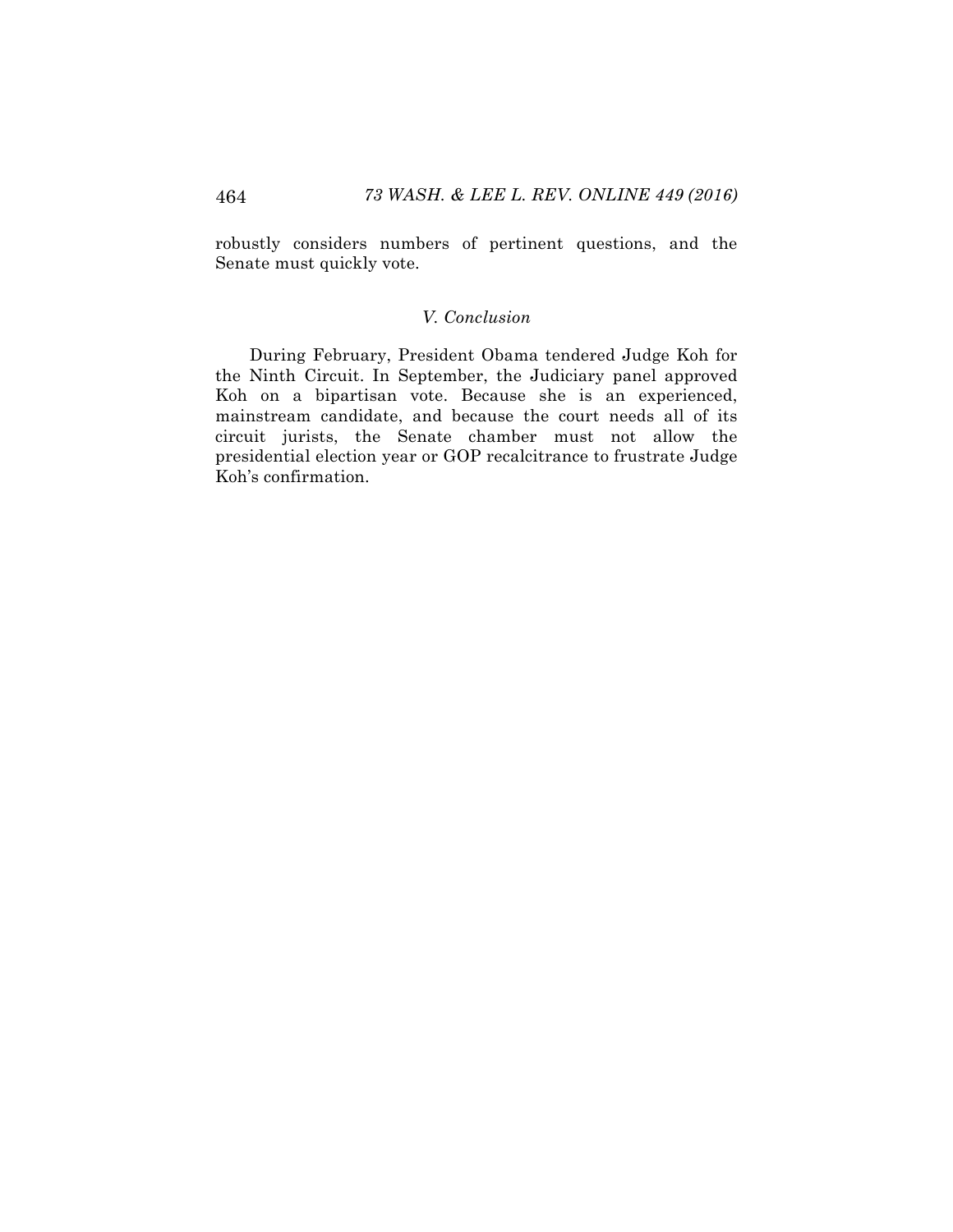robustly considers numbers of pertinent questions, and the Senate must quickly vote.

### *V. Conclusion*

During February, President Obama tendered Judge Koh for the Ninth Circuit. In September, the Judiciary panel approved Koh on a bipartisan vote. Because she is an experienced, mainstream candidate, and because the court needs all of its circuit jurists, the Senate chamber must not allow the presidential election year or GOP recalcitrance to frustrate Judge Koh's confirmation.